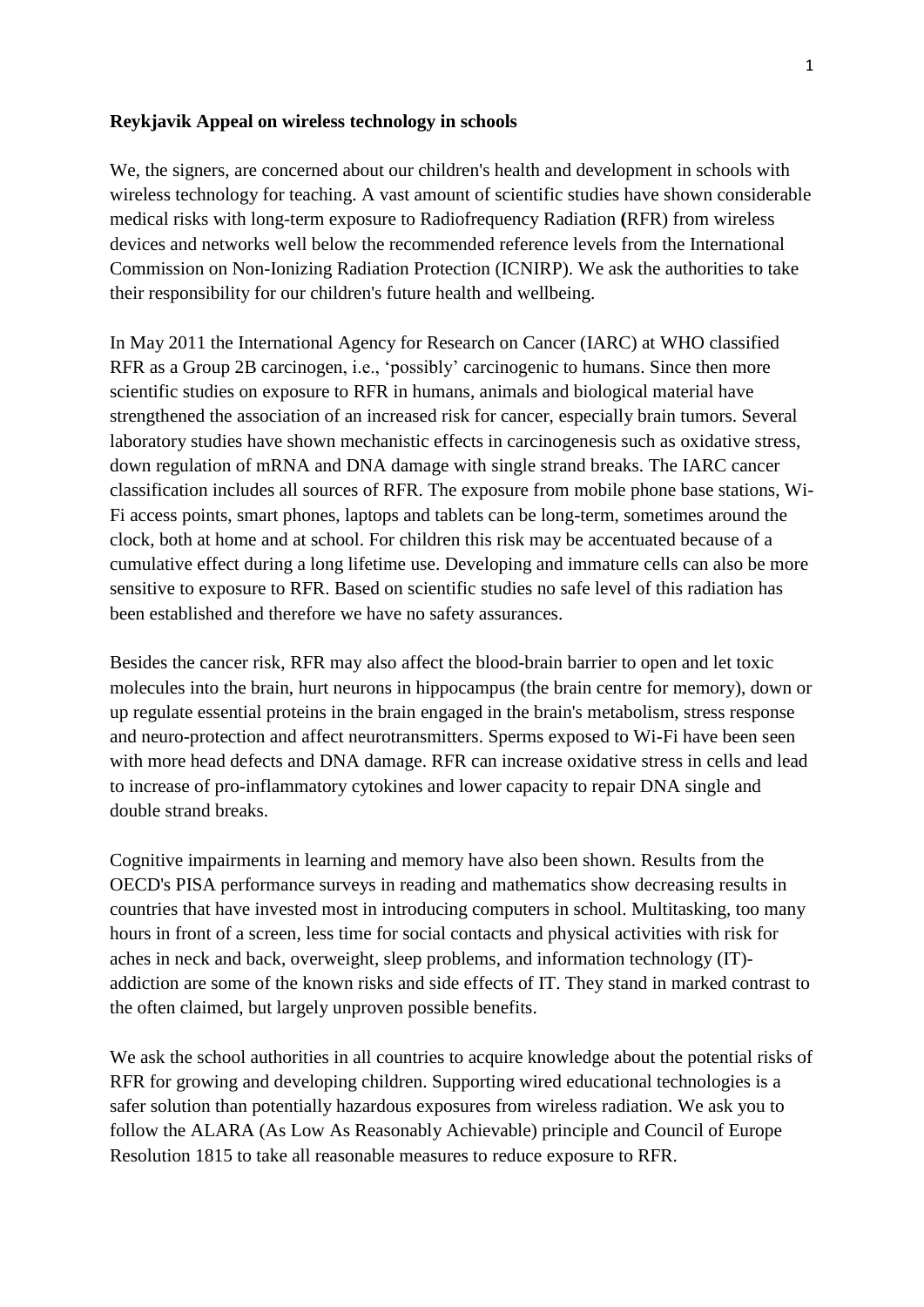**Reykjavik Appeal on wireless technology in schools**

We, the signers, are concerned about our children's health and development in schools with wireless technology for teaching. A vast amount of scientific studies have shown considerable medical risks with long-term exposure to Radiofrequency Radiation **(**RFR) from wireless devices and networks well below the recommended reference levels from the International Commission on Non-Ionizing Radiation Protection (ICNIRP). We ask the authorities to take their responsibility for our children's future health and wellbeing.

In May 2011 the International Agency for Research on Cancer (IARC) at WHO classified RFR as a Group 2B carcinogen, i.e., 'possibly' carcinogenic to humans. Since then more scientific studies on exposure to RFR in humans, animals and biological material have strengthened the association of an increased risk for cancer, especially brain tumors. Several laboratory studies have shown mechanistic effects in carcinogenesis such as oxidative stress, down regulation of mRNA and DNA damage with single strand breaks. The IARC cancer classification includes all sources of RFR. The exposure from mobile phone base stations, Wi-Fi access points, smart phones, laptops and tablets can be long-term, sometimes around the clock, both at home and at school. For children this risk may be accentuated because of a cumulative effect during a long lifetime use. Developing and immature cells can also be more sensitive to exposure to RFR. Based on scientific studies no safe level of this radiation has been established and therefore we have no safety assurances.

Besides the cancer risk, RFR may also affect the blood-brain barrier to open and let toxic molecules into the brain, hurt neurons in hippocampus (the brain centre for memory), down or up regulate essential proteins in the brain engaged in the brain's metabolism, stress response and neuro-protection and affect neurotransmitters. Sperms exposed to Wi-Fi have been seen with more head defects and DNA damage. RFR can increase oxidative stress in cells and lead to increase of pro-inflammatory cytokines and lower capacity to repair DNA single and double strand breaks.

Cognitive impairments in learning and memory have also been shown. Results from the OECD's PISA performance surveys in reading and mathematics show decreasing results in countries that have invested most in introducing computers in school. Multitasking, too many hours in front of a screen, less time for social contacts and physical activities with risk for aches in neck and back, overweight, sleep problems, and information technology (IT)-addiction are some of the known risks and side effects of IT. They stand in marked contrast to the often claimed, but largely unproven possible benefits.

We ask the school authorities in all countries to acquire knowledge about the potential risks of RFR for growing and developing children. Supporting wired educational technologies is a safer solution than potentially hazardous exposures from wireless radiation. We ask you to follow the ALARA (As Low As Reasonably Achievable) principle and Council of Europe Resolution 1815 to take all reasonable measures to reduce exposure to RFR.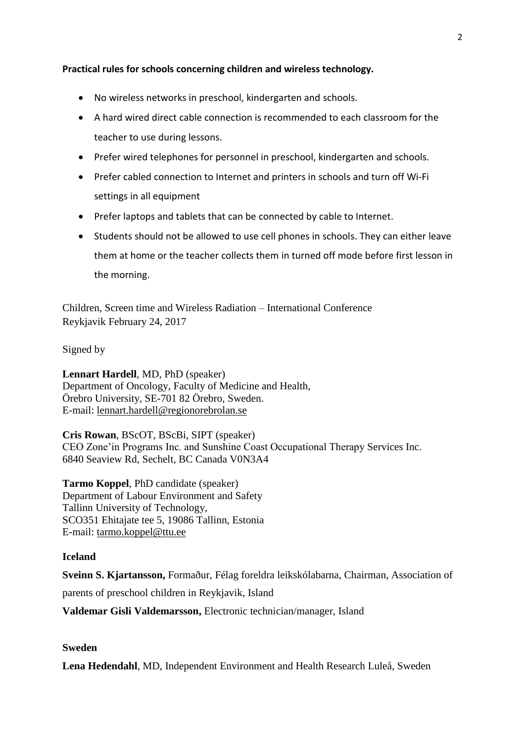**Practical rules for schools concerning children and wireless technology.**

- No wireless networks in preschool, kindergarten and schools.
- A hard wired direct cable connection is recommended to each classroom for the teacher to use during lessons.
- Prefer wired telephones for personnel in preschool, kindergarten and schools.
- Prefer cabled connection to Internet and printers in schools and turn off Wi-Fi settings in all equipment
- Prefer laptops and tablets that can be connected by cable to Internet.
- Students should not be allowed to use cell phones in schools. They can either leave them at home or the teacher collects them in turned off mode before first lesson in the morning.

Children, Screen time and Wireless Radiation – International Conference
Reykjavik February 24, 2017

Signed by

**Lennart Hardell**, MD, PhD (speaker)
Department of Oncology, Faculty of Medicine and Health,
Örebro University, SE-701 82 Örebro, Sweden.
E-mail: lennart.hardell@regionorebrolan.se

**Cris Rowan**, BScOT, BScBi, SIPT (speaker)
CEO Zone'in Programs Inc. and Sunshine Coast Occupational Therapy Services Inc.
6840 Seaview Rd, Sechelt, BC Canada V0N3A4

**Tarmo Koppel**, PhD candidate (speaker)
Department of Labour Environment and Safety
Tallinn University of Technology,
SCO351 Ehitajate tee 5, 19086 Tallinn, Estonia
E-mail: tarmo.koppel@ttu.ee

**Iceland**

**Sveinn S. Kjartansson,** Formaður, Félag foreldra leikskólabarna, Chairman, Association of parents of preschool children in Reykjavik, Island

**Valdemar Gisli Valdemarsson,** Electronic technician/manager, Island

**Sweden**

**Lena Hedendahl**, MD, Independent Environment and Health Research Luleå, Sweden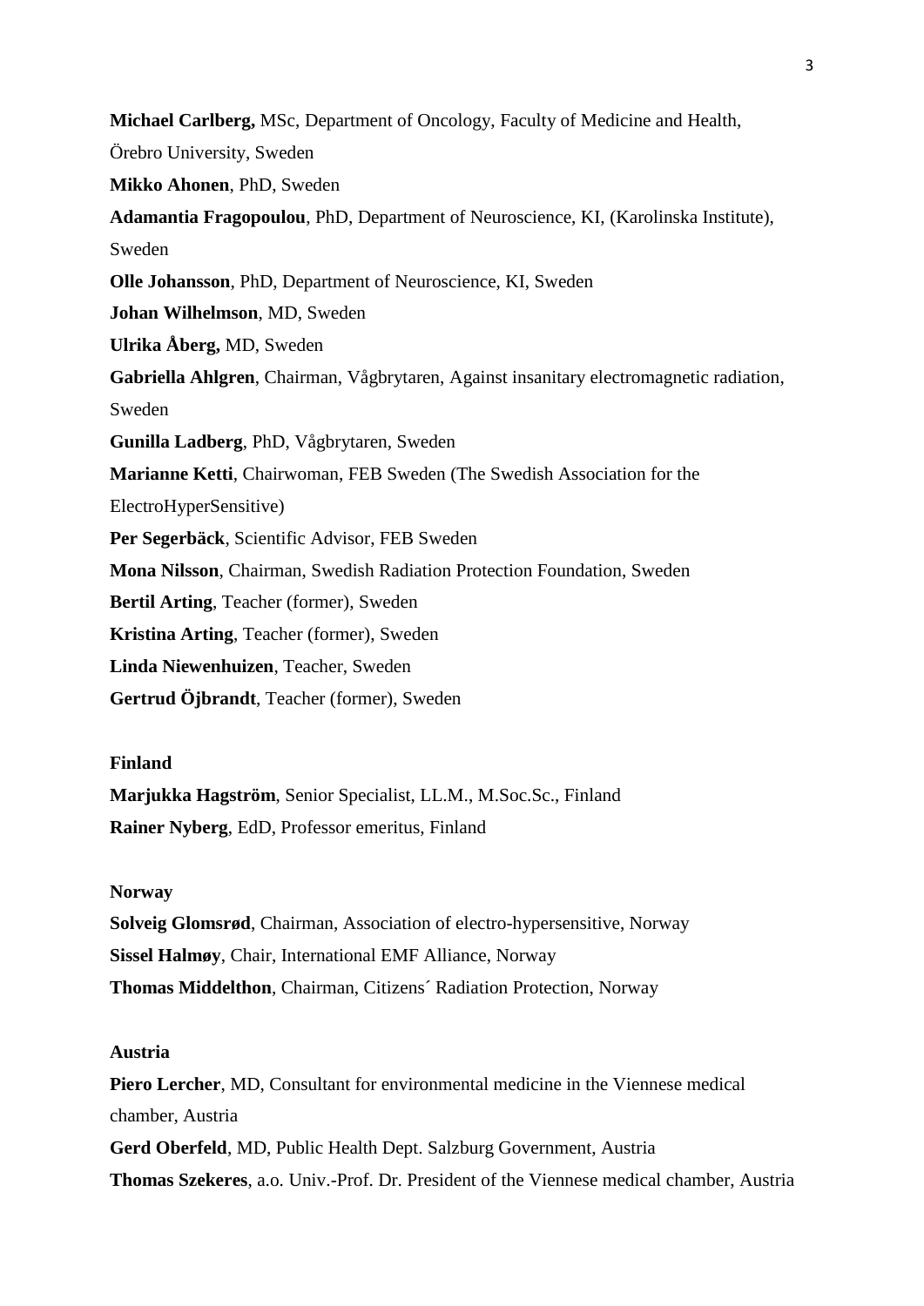**Michael Carlberg,** MSc, Department of Oncology, Faculty of Medicine and Health, Örebro University, Sweden

**Mikko Ahonen**, PhD, Sweden

**Adamantia Fragopoulou**, PhD, Department of Neuroscience, KI, (Karolinska Institute), Sweden

**Olle Johansson**, PhD, Department of Neuroscience, KI, Sweden

**Johan Wilhelmson**, MD, Sweden

**Ulrika Åberg,** MD, Sweden

**Gabriella Ahlgren**, Chairman, Vågbrytaren, Against insanitary electromagnetic radiation, Sweden

**Gunilla Ladberg**, PhD, Vågbrytaren, Sweden

**Marianne Ketti**, Chairwoman, FEB Sweden (The Swedish Association for the ElectroHyperSensitive)

**Per Segerbäck**, Scientific Advisor, FEB Sweden

**Mona Nilsson**, Chairman, Swedish Radiation Protection Foundation, Sweden

**Bertil Arting**, Teacher (former), Sweden

**Kristina Arting**, Teacher (former), Sweden

**Linda Niewenhuizen**, Teacher, Sweden

**Gertrud Öjbrandt**, Teacher (former), Sweden

**Finland**

**Marjukka Hagström**, Senior Specialist, LL.M., M.Soc.Sc., Finland

**Rainer Nyberg**, EdD, Professor emeritus, Finland

**Norway**

**Solveig Glomsrød**, Chairman, Association of electro-hypersensitive, Norway

**Sissel Halmøy**, Chair, International EMF Alliance, Norway

**Thomas Middelthon**, Chairman, Citizens´ Radiation Protection, Norway

**Austria**

**Piero Lercher**, MD, Consultant for environmental medicine in the Viennese medical chamber, Austria

**Gerd Oberfeld**, MD, Public Health Dept. Salzburg Government, Austria

**Thomas Szekeres**, a.o. Univ.-Prof. Dr. President of the Viennese medical chamber, Austria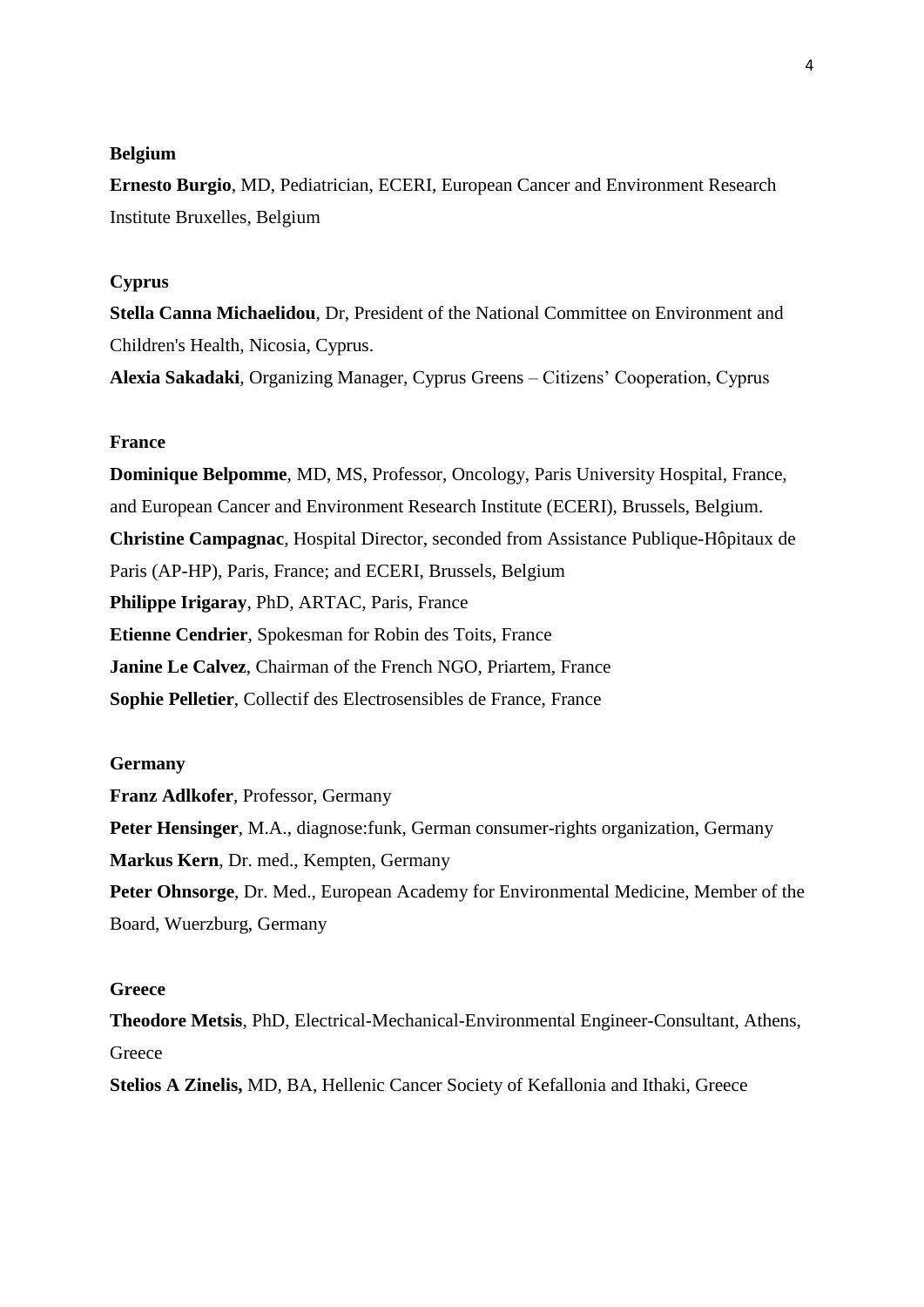**Belgium**

**Ernesto Burgio**, MD, Pediatrician, ECERI, European Cancer and Environment Research Institute Bruxelles, Belgium

**Cyprus**

**Stella Canna Michaelidou**, Dr, President of the National Committee on Environment and Children's Health, Nicosia, Cyprus.

**Alexia Sakadaki**, Organizing Manager, Cyprus Greens – Citizens' Cooperation, Cyprus

**France**

**Dominique Belpomme**, MD, MS, Professor, Oncology, Paris University Hospital, France, and European Cancer and Environment Research Institute (ECERI), Brussels, Belgium.

**Christine Campagnac**, Hospital Director, seconded from Assistance Publique-Hôpitaux de Paris (AP-HP), Paris, France; and ECERI, Brussels, Belgium

**Philippe Irigaray**, PhD, ARTAC, Paris, France

**Etienne Cendrier**, Spokesman for Robin des Toits, France

**Janine Le Calvez**, Chairman of the French NGO, Priartem, France

**Sophie Pelletier**, Collectif des Electrosensibles de France, France

**Germany**

**Franz Adlkofer**, Professor, Germany

**Peter Hensinger**, M.A., diagnose:funk, German consumer-rights organization, Germany

**Markus Kern**, Dr. med., Kempten, Germany

**Peter Ohnsorge**, Dr. Med., European Academy for Environmental Medicine, Member of the Board, Wuerzburg, Germany

**Greece**

**Theodore Metsis**, PhD, Electrical-Mechanical-Environmental Engineer-Consultant, Athens, Greece

**Stelios A Zinelis,** MD, BA, Hellenic Cancer Society of Kefallonia and Ithaki, Greece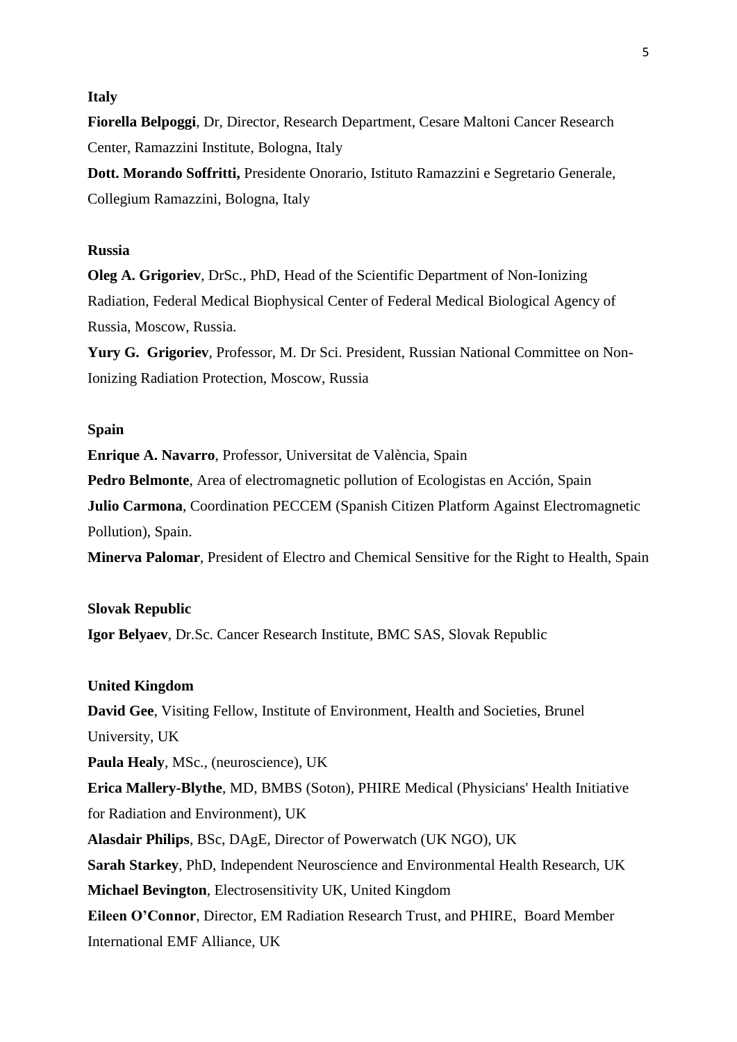**Italy**

**Fiorella Belpoggi**, Dr, Director, Research Department, Cesare Maltoni Cancer Research Center, Ramazzini Institute, Bologna, Italy

**Dott. Morando Soffritti,** Presidente Onorario, Istituto Ramazzini e Segretario Generale, Collegium Ramazzini, Bologna, Italy

**Russia**

**Oleg A. Grigoriev**, DrSc., PhD, Head of the Scientific Department of Non-Ionizing Radiation, Federal Medical Biophysical Center of Federal Medical Biological Agency of Russia, Moscow, Russia.

**Yury G. Grigoriev**, Professor, M. Dr Sci. President, Russian National Committee on Non-Ionizing Radiation Protection, Moscow, Russia

**Spain**

**Enrique A. Navarro**, Professor, Universitat de València, Spain

**Pedro Belmonte**, Area of electromagnetic pollution of Ecologistas en Acción, Spain

**Julio Carmona**, Coordination PECCEM (Spanish Citizen Platform Against Electromagnetic Pollution), Spain.

**Minerva Palomar**, President of Electro and Chemical Sensitive for the Right to Health, Spain

**Slovak Republic**

**Igor Belyaev**, Dr.Sc. Cancer Research Institute, BMC SAS, Slovak Republic

**United Kingdom**

**David Gee**, Visiting Fellow, Institute of Environment, Health and Societies, Brunel University, UK

**Paula Healy**, MSc., (neuroscience), UK

**Erica Mallery-Blythe**, MD, BMBS (Soton), PHIRE Medical (Physicians' Health Initiative for Radiation and Environment), UK

**Alasdair Philips**, BSc, DAgE, Director of Powerwatch (UK NGO), UK

**Sarah Starkey**, PhD, Independent Neuroscience and Environmental Health Research, UK

**Michael Bevington**, Electrosensitivity UK, United Kingdom

**Eileen O'Connor**, Director, EM Radiation Research Trust, and PHIRE, Board Member International EMF Alliance, UK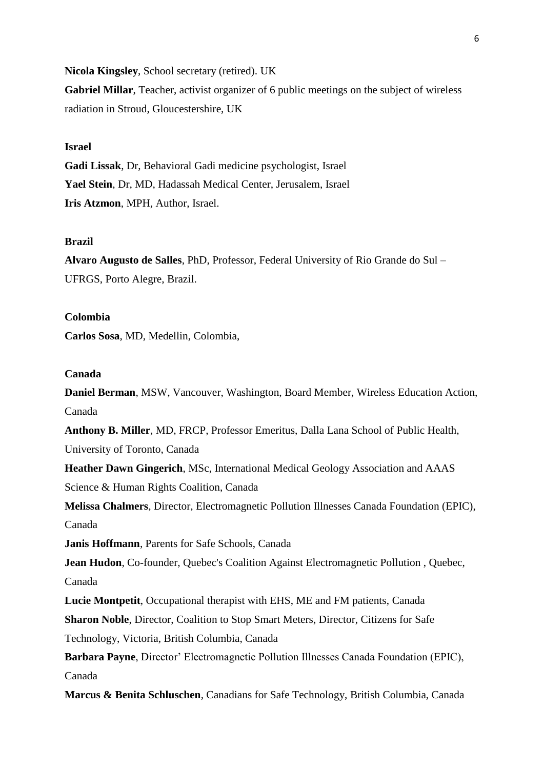**Nicola Kingsley**, School secretary (retired). UK

**Gabriel Millar**, Teacher, activist organizer of 6 public meetings on the subject of wireless radiation in Stroud, Gloucestershire, UK

**Israel**

**Gadi Lissak**, Dr, Behavioral Gadi medicine psychologist, Israel

**Yael Stein**, Dr, MD, Hadassah Medical Center, Jerusalem, Israel

**Iris Atzmon**, MPH, Author, Israel.

**Brazil**

**Alvaro Augusto de Salles**, PhD, Professor, Federal University of Rio Grande do Sul – UFRGS, Porto Alegre, Brazil.

**Colombia**

**Carlos Sosa**, MD, Medellin, Colombia,

**Canada**

**Daniel Berman**, MSW, Vancouver, Washington, Board Member, Wireless Education Action, Canada

**Anthony B. Miller**, MD, FRCP, Professor Emeritus, Dalla Lana School of Public Health, University of Toronto, Canada

**Heather Dawn Gingerich**, MSc, International Medical Geology Association and AAAS Science & Human Rights Coalition, Canada

**Melissa Chalmers**, Director, Electromagnetic Pollution Illnesses Canada Foundation (EPIC), Canada

**Janis Hoffmann**, Parents for Safe Schools, Canada

**Jean Hudon**, Co-founder, Quebec's Coalition Against Electromagnetic Pollution , Quebec, Canada

**Lucie Montpetit**, Occupational therapist with EHS, ME and FM patients, Canada

**Sharon Noble**, Director, Coalition to Stop Smart Meters, Director, Citizens for Safe Technology, Victoria, British Columbia, Canada

**Barbara Payne**, Director' Electromagnetic Pollution Illnesses Canada Foundation (EPIC), Canada

**Marcus & Benita Schluschen**, Canadians for Safe Technology, British Columbia, Canada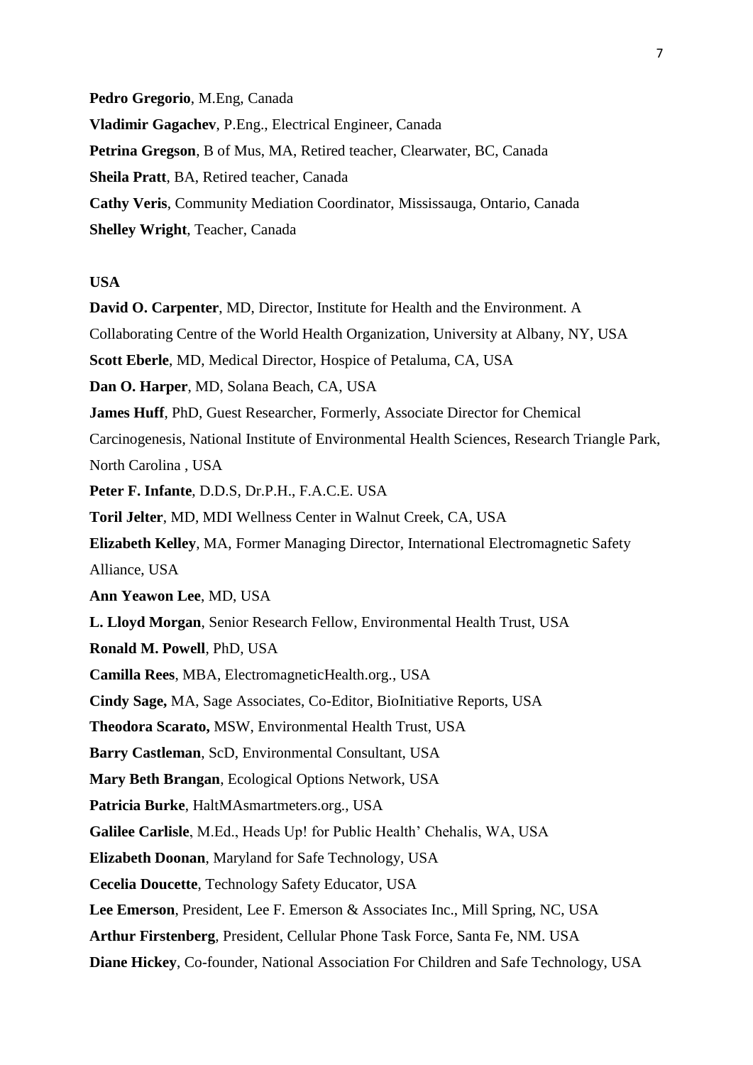**Pedro Gregorio**, M.Eng, Canada

**Vladimir Gagachev**, P.Eng., Electrical Engineer, Canada

**Petrina Gregson**, B of Mus, MA, Retired teacher, Clearwater, BC, Canada

**Sheila Pratt**, BA, Retired teacher, Canada

**Cathy Veris**, Community Mediation Coordinator, Mississauga, Ontario, Canada

**Shelley Wright**, Teacher, Canada

**USA**

**David O. Carpenter**, MD, Director, Institute for Health and the Environment. A Collaborating Centre of the World Health Organization, University at Albany, NY, USA

**Scott Eberle**, MD, Medical Director, Hospice of Petaluma, CA, USA

**Dan O. Harper**, MD, Solana Beach, CA, USA

**James Huff**, PhD, Guest Researcher, Formerly, Associate Director for Chemical Carcinogenesis, National Institute of Environmental Health Sciences, Research Triangle Park, North Carolina , USA

**Peter F. Infante**, D.D.S, Dr.P.H., F.A.C.E. USA

**Toril Jelter**, MD, MDI Wellness Center in Walnut Creek, CA, USA

**Elizabeth Kelley**, MA, Former Managing Director, International Electromagnetic Safety Alliance, USA

**Ann Yeawon Lee**, MD, USA

**L. Lloyd Morgan**, Senior Research Fellow, Environmental Health Trust, USA

**Ronald M. Powell**, PhD, USA

**Camilla Rees**, MBA, ElectromagneticHealth.org., USA

**Cindy Sage,** MA, Sage Associates, Co-Editor, BioInitiative Reports, USA

**Theodora Scarato,** MSW, Environmental Health Trust, USA

**Barry Castleman**, ScD, Environmental Consultant, USA

**Mary Beth Brangan**, Ecological Options Network, USA

**Patricia Burke**, HaltMAsmartmeters.org., USA

**Galilee Carlisle**, M.Ed., Heads Up! for Public Health' Chehalis, WA, USA

**Elizabeth Doonan**, Maryland for Safe Technology, USA

**Cecelia Doucette**, Technology Safety Educator, USA

**Lee Emerson**, President, Lee F. Emerson & Associates Inc., Mill Spring, NC, USA

**Arthur Firstenberg**, President, Cellular Phone Task Force, Santa Fe, NM. USA

**Diane Hickey**, Co-founder, National Association For Children and Safe Technology, USA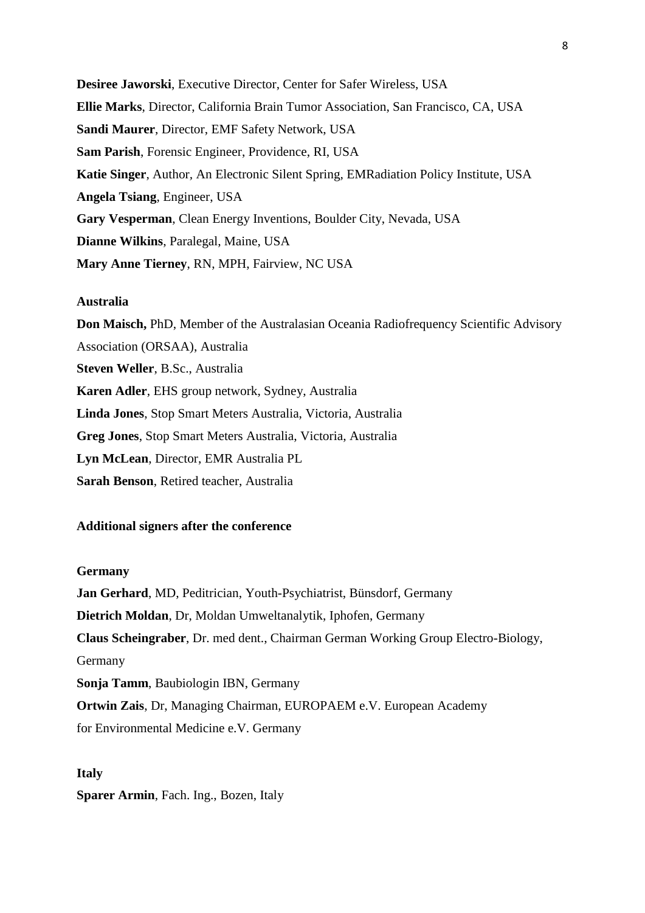**Desiree Jaworski**, Executive Director, Center for Safer Wireless, USA

**Ellie Marks**, Director, California Brain Tumor Association, San Francisco, CA, USA

**Sandi Maurer**, Director, EMF Safety Network, USA

**Sam Parish**, Forensic Engineer, Providence, RI, USA

**Katie Singer**, Author, An Electronic Silent Spring, EMRadiation Policy Institute, USA

**Angela Tsiang**, Engineer, USA

**Gary Vesperman**, Clean Energy Inventions, Boulder City, Nevada, USA

**Dianne Wilkins**, Paralegal, Maine, USA

**Mary Anne Tierney**, RN, MPH, Fairview, NC USA

**Australia**

**Don Maisch,** PhD, Member of the Australasian Oceania Radiofrequency Scientific Advisory Association (ORSAA), Australia

**Steven Weller**, B.Sc., Australia

**Karen Adler**, EHS group network, Sydney, Australia

**Linda Jones**, Stop Smart Meters Australia, Victoria, Australia

**Greg Jones**, Stop Smart Meters Australia, Victoria, Australia

**Lyn McLean**, Director, EMR Australia PL

**Sarah Benson**, Retired teacher, Australia

**Additional signers after the conference**

**Germany**

**Jan Gerhard**, MD, Peditrician, Youth-Psychiatrist, Bünsdorf, Germany

**Dietrich Moldan**, Dr, Moldan Umweltanalytik, Iphofen, Germany

**Claus Scheingraber**, Dr. med dent., Chairman German Working Group Electro-Biology, Germany

**Sonja Tamm**, Baubiologin IBN, Germany

**Ortwin Zais**, Dr, Managing Chairman, EUROPAEM e.V. European Academy for Environmental Medicine e.V. Germany

**Italy**

**Sparer Armin**, Fach. Ing., Bozen, Italy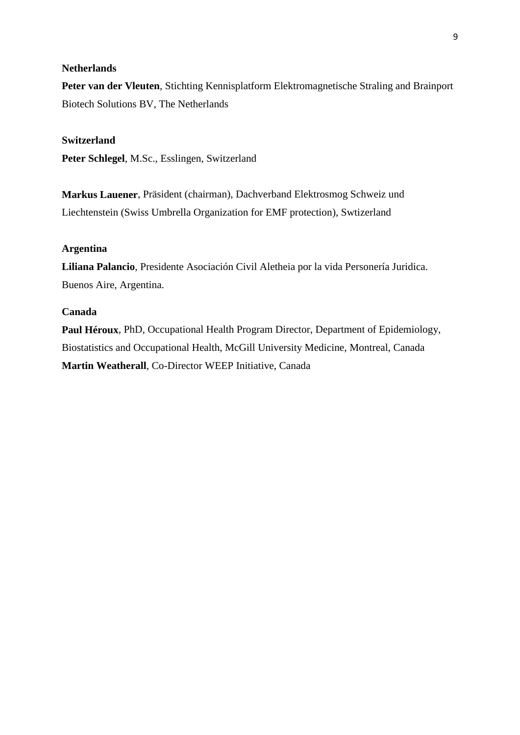**Netherlands**

**Peter van der Vleuten**, Stichting Kennisplatform Elektromagnetische Straling and Brainport Biotech Solutions BV, The Netherlands

**Switzerland**

**Peter Schlegel**, M.Sc., Esslingen, Switzerland

**Markus Lauener**, Präsident (chairman), Dachverband Elektrosmog Schweiz und Liechtenstein (Swiss Umbrella Organization for EMF protection), Swtizerland

**Argentina**

**Liliana Palancio**, Presidente Asociación Civil Aletheia por la vida Personería Juridica. Buenos Aire, Argentina.

**Canada**

**Paul Héroux**, PhD, Occupational Health Program Director, Department of Epidemiology, Biostatistics and Occupational Health, McGill University Medicine, Montreal, Canada

**Martin Weatherall**, Co-Director WEEP Initiative, Canada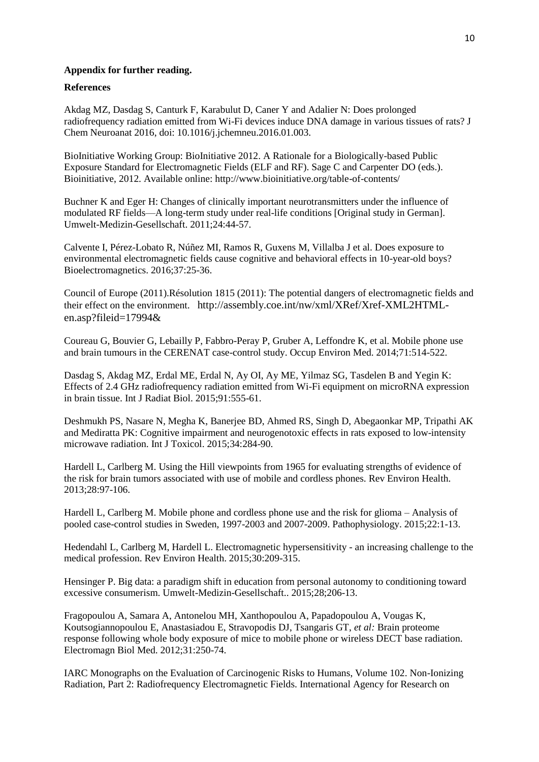**Appendix for further reading.**

**References**

Akdag MZ, Dasdag S, Canturk F, Karabulut D, Caner Y and Adalier N: Does prolonged radiofrequency radiation emitted from Wi-Fi devices induce DNA damage in various tissues of rats? J Chem Neuroanat 2016, doi: 10.1016/j.jchemneu.2016.01.003.

BioInitiative Working Group: BioInitiative 2012. A Rationale for a Biologically-based Public Exposure Standard for Electromagnetic Fields (ELF and RF). Sage C and Carpenter DO (eds.). Bioinitiative, 2012. Available online: http://www.bioinitiative.org/table-of-contents/

Buchner K and Eger H: Changes of clinically important neurotransmitters under the influence of modulated RF fields—A long-term study under real-life conditions [Original study in German]. Umwelt-Medizin-Gesellschaft. 2011;24:44-57.

Calvente I, Pérez-Lobato R, Núñez MI, Ramos R, Guxens M, Villalba J et al. Does exposure to environmental electromagnetic fields cause cognitive and behavioral effects in 10-year-old boys? Bioelectromagnetics. 2016;37:25-36.

Council of Europe (2011).Résolution 1815 (2011): The potential dangers of electromagnetic fields and their effect on the environment. http://assembly.coe.int/nw/xml/XRef/Xref-XML2HTML-en.asp?fileid=17994&

Coureau G, Bouvier G, Lebailly P, Fabbro-Peray P, Gruber A, Leffondre K, et al. Mobile phone use and brain tumours in the CERENAT case-control study. Occup Environ Med. 2014;71:514-522.

Dasdag S, Akdag MZ, Erdal ME, Erdal N, Ay OI, Ay ME, Yilmaz SG, Tasdelen B and Yegin K: Effects of 2.4 GHz radiofrequency radiation emitted from Wi-Fi equipment on microRNA expression in brain tissue. Int J Radiat Biol. 2015;91:555-61.

Deshmukh PS, Nasare N, Megha K, Banerjee BD, Ahmed RS, Singh D, Abegaonkar MP, Tripathi AK and Mediratta PK: Cognitive impairment and neurogenotoxic effects in rats exposed to low-intensity microwave radiation. Int J Toxicol. 2015;34:284-90.

Hardell L, Carlberg M. Using the Hill viewpoints from 1965 for evaluating strengths of evidence of the risk for brain tumors associated with use of mobile and cordless phones. Rev Environ Health. 2013;28:97-106.

Hardell L, Carlberg M. Mobile phone and cordless phone use and the risk for glioma – Analysis of pooled case-control studies in Sweden, 1997-2003 and 2007-2009. Pathophysiology. 2015;22:1-13.

Hedendahl L, Carlberg M, Hardell L. Electromagnetic hypersensitivity - an increasing challenge to the medical profession. Rev Environ Health. 2015;30:209-315.

Hensinger P. Big data: a paradigm shift in education from personal autonomy to conditioning toward excessive consumerism. Umwelt-Medizin-Gesellschaft.. 2015;28;206-13.

Fragopoulou A, Samara A, Antonelou MH, Xanthopoulou A, Papadopoulou A, Vougas K, Koutsogiannopoulou E, Anastasiadou E, Stravopodis DJ, Tsangaris GT, *et al:* Brain proteome response following whole body exposure of mice to mobile phone or wireless DECT base radiation. Electromagn Biol Med. 2012;31:250-74.

IARC Monographs on the Evaluation of Carcinogenic Risks to Humans, Volume 102. Non-Ionizing Radiation, Part 2: Radiofrequency Electromagnetic Fields. International Agency for Research on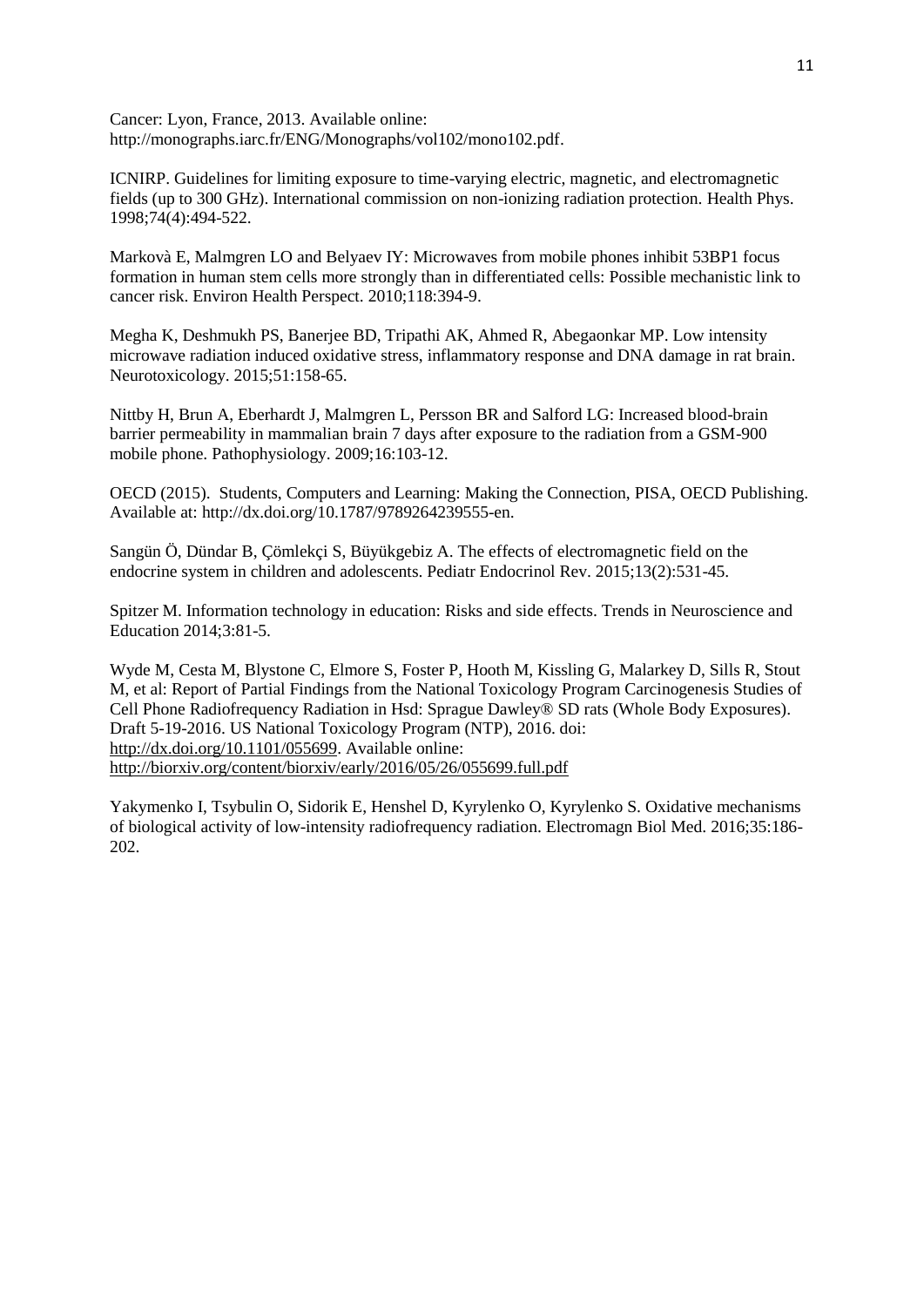Cancer: Lyon, France, 2013. Available online: http://monographs.iarc.fr/ENG/Monographs/vol102/mono102.pdf.

ICNIRP. Guidelines for limiting exposure to time-varying electric, magnetic, and electromagnetic fields (up to 300 GHz). International commission on non-ionizing radiation protection. Health Phys. 1998;74(4):494-522.

Markovà E, Malmgren LO and Belyaev IY: Microwaves from mobile phones inhibit 53BP1 focus formation in human stem cells more strongly than in differentiated cells: Possible mechanistic link to cancer risk. Environ Health Perspect. 2010;118:394-9.

Megha K, Deshmukh PS, Banerjee BD, Tripathi AK, Ahmed R, Abegaonkar MP. Low intensity microwave radiation induced oxidative stress, inflammatory response and DNA damage in rat brain. Neurotoxicology. 2015;51:158-65.

Nittby H, Brun A, Eberhardt J, Malmgren L, Persson BR and Salford LG: Increased blood-brain barrier permeability in mammalian brain 7 days after exposure to the radiation from a GSM-900 mobile phone. Pathophysiology. 2009;16:103-12.

OECD (2015). Students, Computers and Learning: Making the Connection, PISA, OECD Publishing. Available at: http://dx.doi.org/10.1787/9789264239555-en.

Sangün Ö, Dündar B, Çömlekçi S, Büyükgebiz A. The effects of electromagnetic field on the endocrine system in children and adolescents. Pediatr Endocrinol Rev. 2015;13(2):531-45.

Spitzer M. Information technology in education: Risks and side effects. Trends in Neuroscience and Education 2014;3:81-5.

Wyde M, Cesta M, Blystone C, Elmore S, Foster P, Hooth M, Kissling G, Malarkey D, Sills R, Stout M, et al: Report of Partial Findings from the National Toxicology Program Carcinogenesis Studies of Cell Phone Radiofrequency Radiation in Hsd: Sprague Dawley® SD rats (Whole Body Exposures). Draft 5-19-2016. US National Toxicology Program (NTP), 2016. doi: http://dx.doi.org/10.1101/055699. Available online: http://biorxiv.org/content/biorxiv/early/2016/05/26/055699.full.pdf

Yakymenko I, Tsybulin O, Sidorik E, Henshel D, Kyrylenko O, Kyrylenko S. Oxidative mechanisms of biological activity of low-intensity radiofrequency radiation. Electromagn Biol Med. 2016;35:186-202.